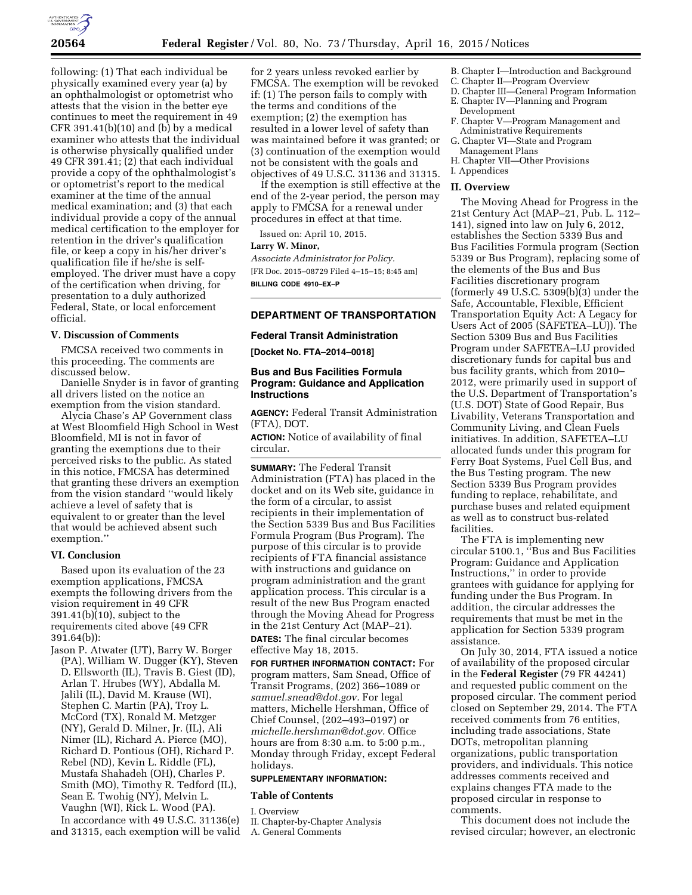following: (1) That each individual be physically examined every year (a) by an ophthalmologist or optometrist who attests that the vision in the better eye continues to meet the requirement in 49 CFR 391.41(b)(10) and (b) by a medical examiner who attests that the individual is otherwise physically qualified under 49 CFR 391.41; (2) that each individual provide a copy of the ophthalmologist's or optometrist's report to the medical examiner at the time of the annual medical examination; and (3) that each individual provide a copy of the annual medical certification to the employer for retention in the driver's qualification file, or keep a copy in his/her driver's qualification file if he/she is self-employed. The driver must have a copy of the certification when driving, for presentation to a duly authorized Federal, State, or local enforcement official.

### V. Discussion of Comments

FMCSA received two comments in this proceeding. The comments are discussed below.

Danielle Snyder is in favor of granting all drivers listed on the notice an exemption from the vision standard.

Alycia Chase's AP Government class at West Bloomfield High School in West Bloomfield, MI is not in favor of granting the exemptions due to their perceived risks to the public. As stated in this notice, FMCSA has determined that granting these drivers an exemption from the vision standard "would likely achieve a level of safety that is equivalent to or greater than the level that would be achieved absent such exemption."

### VI. Conclusion

Based upon its evaluation of the 23 exemption applications, FMCSA exempts the following drivers from the vision requirement in 49 CFR 391.41(b)(10), subject to the requirements cited above (49 CFR 391.64(b)):

Jason P. Atwater (UT), Barry W. Borger (PA), William W. Dugger (KY), Steven D. Ellsworth (IL), Travis B. Giest (ID), Arlan T. Hrubes (WY), Abdalla M. Jalili (IL), David M. Krause (WI), Stephen C. Martin (PA), Troy L. McCord (TX), Ronald M. Metzger (NY), Gerald D. Milner, Jr. (IL), Ali Nimer (IL), Richard A. Pierce (MO), Richard D. Pontious (OH), Richard P. Rebel (ND), Kevin L. Riddle (FL), Mustafa Shahadeh (OH), Charles P. Smith (MO), Timothy R. Tedford (IL), Sean E. Twohig (NY), Melvin L. Vaughn (WI), Rick L. Wood (PA).

In accordance with 49 U.S.C. 31136(e) and 31315, each exemption will be valid for 2 years unless revoked earlier by FMCSA. The exemption will be revoked if: (1) The person fails to comply with the terms and conditions of the exemption; (2) the exemption has resulted in a lower level of safety than was maintained before it was granted; or (3) continuation of the exemption would not be consistent with the goals and objectives of 49 U.S.C. 31136 and 31315.

If the exemption is still effective at the end of the 2-year period, the person may apply to FMCSA for a renewal under procedures in effect at that time.

Issued on: April 10, 2015.

**Larry W. Minor,**

*Associate Administrator for Policy.*

[FR Doc. 2015–08729 Filed 4–15–15; 8:45 am]

**BILLING CODE 4910–EX–P**

---

## DEPARTMENT OF TRANSPORTATION

### Federal Transit Administration

**[Docket No. FTA–2014–0018]**

### Bus and Bus Facilities Formula Program: Guidance and Application Instructions

**AGENCY:** Federal Transit Administration (FTA), DOT.

**ACTION:** Notice of availability of final circular.

**SUMMARY:** The Federal Transit Administration (FTA) has placed in the docket and on its Web site, guidance in the form of a circular, to assist recipients in their implementation of the Section 5339 Bus and Bus Facilities Formula Program (Bus Program). The purpose of this circular is to provide recipients of FTA financial assistance with instructions and guidance on program administration and the grant application process. This circular is a result of the new Bus Program enacted through the Moving Ahead for Progress in the 21st Century Act (MAP–21).

**DATES:** The final circular becomes effective May 18, 2015.

**FOR FURTHER INFORMATION CONTACT:** For program matters, Sam Snead, Office of Transit Programs, (202) 366–1089 or *samuel.snead@dot.gov.* For legal matters, Michelle Hershman, Office of Chief Counsel, (202–493–0197) or *michelle.hershman@dot.gov.* Office hours are from 8:30 a.m. to 5:00 p.m., Monday through Friday, except Federal holidays.

**SUPPLEMENTARY INFORMATION:**

### Table of Contents

I. Overview
II. Chapter-by-Chapter Analysis
A. General Comments
B. Chapter I—Introduction and Background
C. Chapter II—Program Overview
D. Chapter III—General Program Information
E. Chapter IV—Planning and Program Development
F. Chapter V—Program Management and Administrative Requirements
G. Chapter VI—State and Program Management Plans
H. Chapter VII—Other Provisions
I. Appendices

### II. Overview

The Moving Ahead for Progress in the 21st Century Act (MAP–21, Pub. L. 112–141), signed into law on July 6, 2012, establishes the Section 5339 Bus and Bus Facilities Formula program (Section 5339 or Bus Program), replacing some of the elements of the Bus and Bus Facilities discretionary program (formerly 49 U.S.C. 5309(b)(3) under the Safe, Accountable, Flexible, Efficient Transportation Equity Act: A Legacy for Users Act of 2005 (SAFETEA–LU)). The Section 5309 Bus and Bus Facilities Program under SAFETEA–LU provided discretionary funds for capital bus and bus facility grants, which from 2010–2012, were primarily used in support of the U.S. Department of Transportation's (U.S. DOT) State of Good Repair, Bus Livability, Veterans Transportation and Community Living, and Clean Fuels initiatives. In addition, SAFETEA–LU allocated funds under this program for Ferry Boat Systems, Fuel Cell Bus, and the Bus Testing program. The new Section 5339 Bus Program provides funding to replace, rehabilitate, and purchase buses and related equipment as well as to construct bus-related facilities.

The FTA is implementing new circular 5100.1, "Bus and Bus Facilities Program: Guidance and Application Instructions," in order to provide grantees with guidance for applying for funding under the Bus Program. In addition, the circular addresses the requirements that must be met in the application for Section 5339 program assistance.

On July 30, 2014, FTA issued a notice of availability of the proposed circular in the **Federal Register** (79 FR 44241) and requested public comment on the proposed circular. The comment period closed on September 29, 2014. The FTA received comments from 76 entities, including trade associations, State DOTs, metropolitan planning organizations, public transportation providers, and individuals. This notice addresses comments received and explains changes FTA made to the proposed circular in response to comments.

This document does not include the revised circular; however, an electronic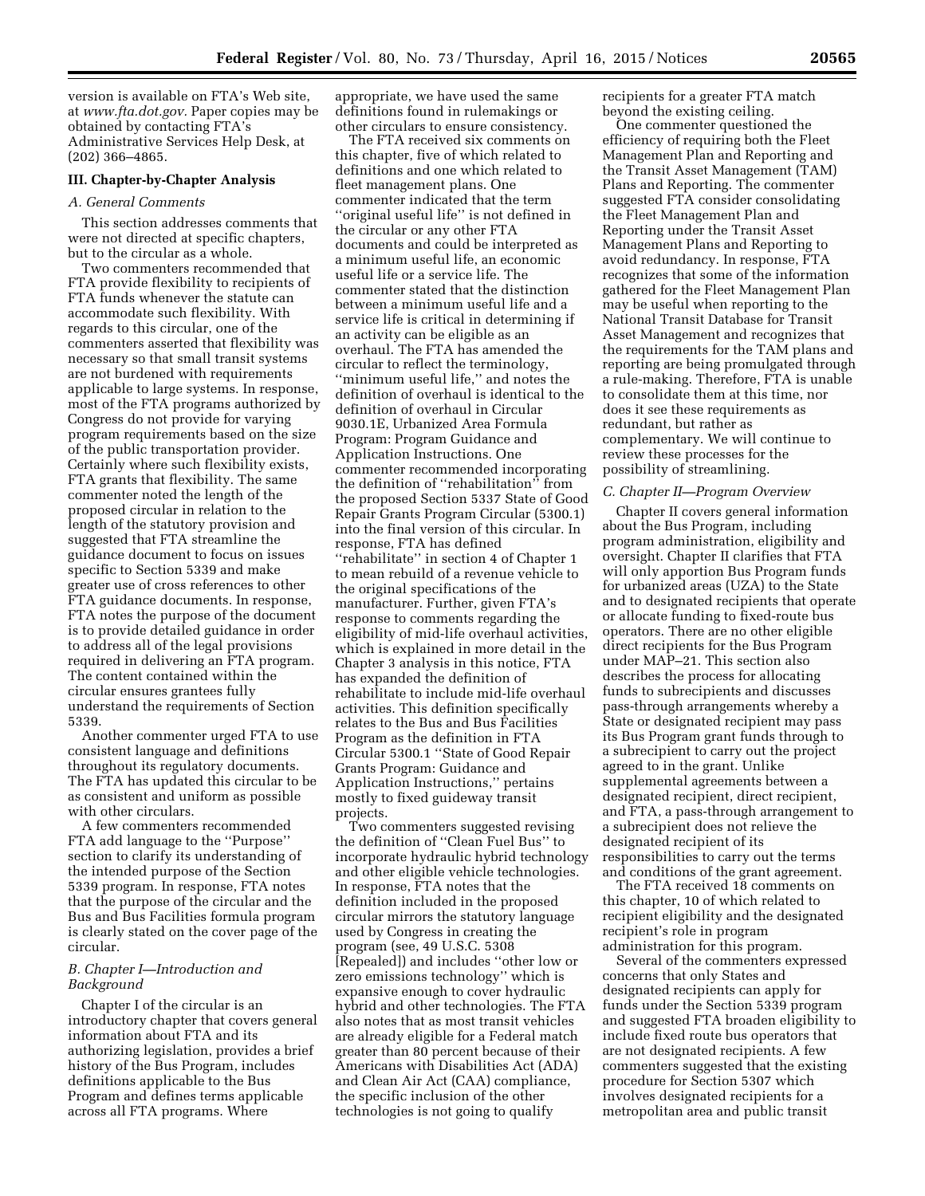version is available on FTA's Web site, at *www.fta.dot.gov.* Paper copies may be obtained by contacting FTA's Administrative Services Help Desk, at (202) 366–4865.

## III. Chapter-by-Chapter Analysis

### *A. General Comments*

This section addresses comments that were not directed at specific chapters, but to the circular as a whole.

Two commenters recommended that FTA provide flexibility to recipients of FTA funds whenever the statute can accommodate such flexibility. With regards to this circular, one of the commenters asserted that flexibility was necessary so that small transit systems are not burdened with requirements applicable to large systems. In response, most of the FTA programs authorized by Congress do not provide for varying program requirements based on the size of the public transportation provider. Certainly where such flexibility exists, FTA grants that flexibility. The same commenter noted the length of the proposed circular in relation to the length of the statutory provision and suggested that FTA streamline the guidance document to focus on issues specific to Section 5339 and make greater use of cross references to other FTA guidance documents. In response, FTA notes the purpose of the document is to provide detailed guidance in order to address all of the legal provisions required in delivering an FTA program. The content contained within the circular ensures grantees fully understand the requirements of Section 5339.

Another commenter urged FTA to use consistent language and definitions throughout its regulatory documents. The FTA has updated this circular to be as consistent and uniform as possible with other circulars.

A few commenters recommended FTA add language to the ''Purpose'' section to clarify its understanding of the intended purpose of the Section 5339 program. In response, FTA notes that the purpose of the circular and the Bus and Bus Facilities formula program is clearly stated on the cover page of the circular.

### *B. Chapter I—Introduction and Background*

Chapter I of the circular is an introductory chapter that covers general information about FTA and its authorizing legislation, provides a brief history of the Bus Program, includes definitions applicable to the Bus Program and defines terms applicable across all FTA programs. Where appropriate, we have used the same definitions found in rulemakings or other circulars to ensure consistency.

The FTA received six comments on this chapter, five of which related to definitions and one which related to fleet management plans. One commenter indicated that the term ''original useful life'' is not defined in the circular or any other FTA documents and could be interpreted as a minimum useful life, an economic useful life or a service life. The commenter stated that the distinction between a minimum useful life and a service life is critical in determining if an activity can be eligible as an overhaul. The FTA has amended the circular to reflect the terminology, ''minimum useful life,'' and notes the definition of overhaul is identical to the definition of overhaul in Circular 9030.1E, Urbanized Area Formula Program: Program Guidance and Application Instructions. One commenter recommended incorporating the definition of ''rehabilitation'' from the proposed Section 5337 State of Good Repair Grants Program Circular (5300.1) into the final version of this circular. In response, FTA has defined ''rehabilitate'' in section 4 of Chapter 1 to mean rebuild of a revenue vehicle to the original specifications of the manufacturer. Further, given FTA's response to comments regarding the eligibility of mid-life overhaul activities, which is explained in more detail in the Chapter 3 analysis in this notice, FTA has expanded the definition of rehabilitate to include mid-life overhaul activities. This definition specifically relates to the Bus and Bus Facilities Program as the definition in FTA Circular 5300.1 ''State of Good Repair Grants Program: Guidance and Application Instructions,'' pertains mostly to fixed guideway transit projects.

Two commenters suggested revising the definition of ''Clean Fuel Bus'' to incorporate hydraulic hybrid technology and other eligible vehicle technologies. In response, FTA notes that the definition included in the proposed circular mirrors the statutory language used by Congress in creating the program (see, 49 U.S.C. 5308 [Repealed]) and includes ''other low or zero emissions technology'' which is expansive enough to cover hydraulic hybrid and other technologies. The FTA also notes that as most transit vehicles are already eligible for a Federal match greater than 80 percent because of their Americans with Disabilities Act (ADA) and Clean Air Act (CAA) compliance, the specific inclusion of the other technologies is not going to qualify recipients for a greater FTA match beyond the existing ceiling.

One commenter questioned the efficiency of requiring both the Fleet Management Plan and Reporting and the Transit Asset Management (TAM) Plans and Reporting. The commenter suggested FTA consider consolidating the Fleet Management Plan and Reporting under the Transit Asset Management Plans and Reporting to avoid redundancy. In response, FTA recognizes that some of the information gathered for the Fleet Management Plan may be useful when reporting to the National Transit Database for Transit Asset Management and recognizes that the requirements for the TAM plans and reporting are being promulgated through a rule-making. Therefore, FTA is unable to consolidate them at this time, nor does it see these requirements as redundant, but rather as complementary. We will continue to review these processes for the possibility of streamlining.

### *C. Chapter II—Program Overview*

Chapter II covers general information about the Bus Program, including program administration, eligibility and oversight. Chapter II clarifies that FTA will only apportion Bus Program funds for urbanized areas (UZA) to the State and to designated recipients that operate or allocate funding to fixed-route bus operators. There are no other eligible direct recipients for the Bus Program under MAP–21. This section also describes the process for allocating funds to subrecipients and discusses pass-through arrangements whereby a State or designated recipient may pass its Bus Program grant funds through to a subrecipient to carry out the project agreed to in the grant. Unlike supplemental agreements between a designated recipient, direct recipient, and FTA, a pass-through arrangement to a subrecipient does not relieve the designated recipient of its responsibilities to carry out the terms and conditions of the grant agreement.

The FTA received 18 comments on this chapter, 10 of which related to recipient eligibility and the designated recipient's role in program administration for this program.

Several of the commenters expressed concerns that only States and designated recipients can apply for funds under the Section 5339 program and suggested FTA broaden eligibility to include fixed route bus operators that are not designated recipients. A few commenters suggested that the existing procedure for Section 5307 which involves designated recipients for a metropolitan area and public transit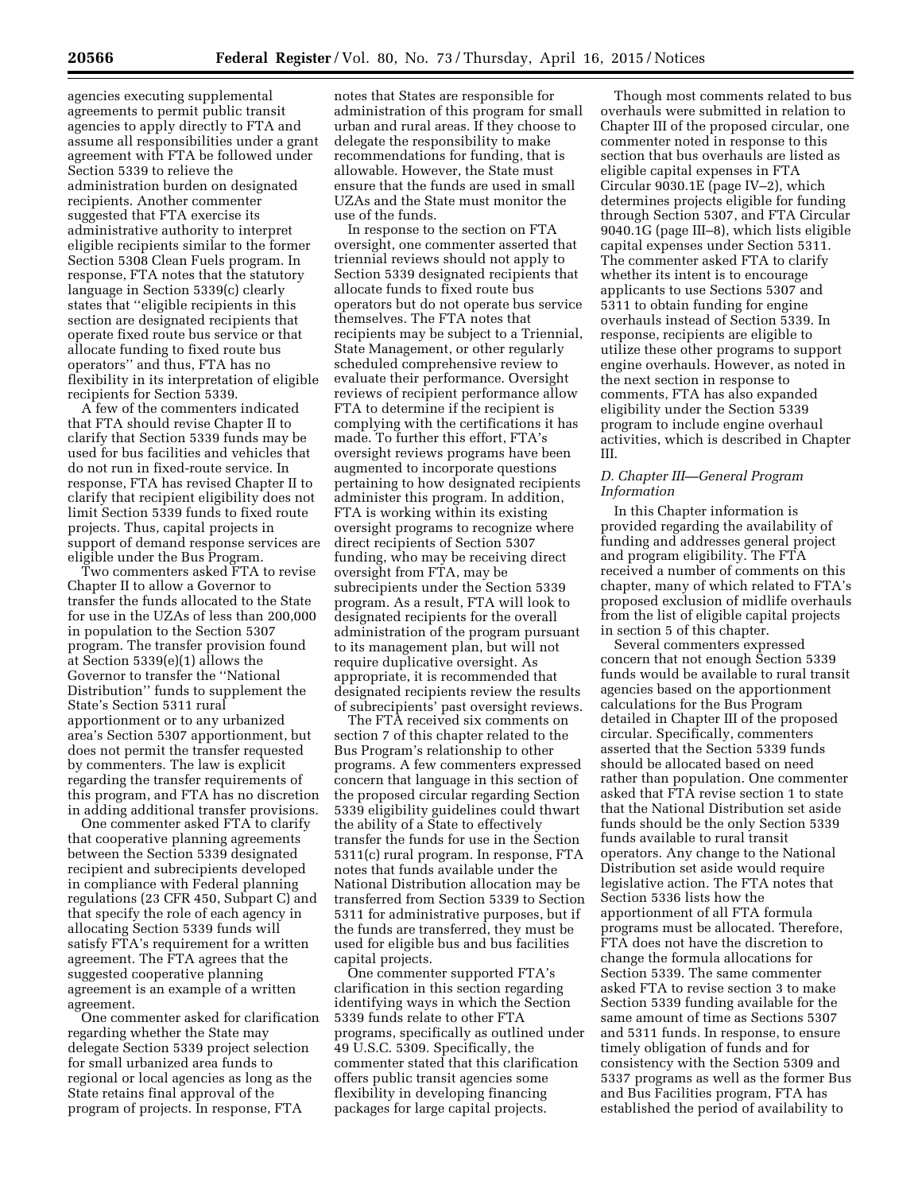agencies executing supplemental agreements to permit public transit agencies to apply directly to FTA and assume all responsibilities under a grant agreement with FTA be followed under Section 5339 to relieve the administration burden on designated recipients. Another commenter suggested that FTA exercise its administrative authority to interpret eligible recipients similar to the former Section 5308 Clean Fuels program. In response, FTA notes that the statutory language in Section 5339(c) clearly states that ''eligible recipients in this section are designated recipients that operate fixed route bus service or that allocate funding to fixed route bus operators'' and thus, FTA has no flexibility in its interpretation of eligible recipients for Section 5339.

A few of the commenters indicated that FTA should revise Chapter II to clarify that Section 5339 funds may be used for bus facilities and vehicles that do not run in fixed-route service. In response, FTA has revised Chapter II to clarify that recipient eligibility does not limit Section 5339 funds to fixed route projects. Thus, capital projects in support of demand response services are eligible under the Bus Program.

Two commenters asked FTA to revise Chapter II to allow a Governor to transfer the funds allocated to the State for use in the UZAs of less than 200,000 in population to the Section 5307 program. The transfer provision found at Section 5339(e)(1) allows the Governor to transfer the ''National Distribution'' funds to supplement the State's Section 5311 rural apportionment or to any urbanized area's Section 5307 apportionment, but does not permit the transfer requested by commenters. The law is explicit regarding the transfer requirements of this program, and FTA has no discretion in adding additional transfer provisions.

One commenter asked FTA to clarify that cooperative planning agreements between the Section 5339 designated recipient and subrecipients developed in compliance with Federal planning regulations (23 CFR 450, Subpart C) and that specify the role of each agency in allocating Section 5339 funds will satisfy FTA's requirement for a written agreement. The FTA agrees that the suggested cooperative planning agreement is an example of a written agreement.

One commenter asked for clarification regarding whether the State may delegate Section 5339 project selection for small urbanized area funds to regional or local agencies as long as the State retains final approval of the program of projects. In response, FTA notes that States are responsible for administration of this program for small urban and rural areas. If they choose to delegate the responsibility to make recommendations for funding, that is allowable. However, the State must ensure that the funds are used in small UZAs and the State must monitor the use of the funds.

In response to the section on FTA oversight, one commenter asserted that triennial reviews should not apply to Section 5339 designated recipients that allocate funds to fixed route bus operators but do not operate bus service themselves. The FTA notes that recipients may be subject to a Triennial, State Management, or other regularly scheduled comprehensive review to evaluate their performance. Oversight reviews of recipient performance allow FTA to determine if the recipient is complying with the certifications it has made. To further this effort, FTA's oversight reviews programs have been augmented to incorporate questions pertaining to how designated recipients administer this program. In addition, FTA is working within its existing oversight programs to recognize where direct recipients of Section 5307 funding, who may be receiving direct oversight from FTA, may be subrecipients under the Section 5339 program. As a result, FTA will look to designated recipients for the overall administration of the program pursuant to its management plan, but will not require duplicative oversight. As appropriate, it is recommended that designated recipients review the results of subrecipients' past oversight reviews.

The FTA received six comments on section 7 of this chapter related to the Bus Program's relationship to other programs. A few commenters expressed concern that language in this section of the proposed circular regarding Section 5339 eligibility guidelines could thwart the ability of a State to effectively transfer the funds for use in the Section 5311(c) rural program. In response, FTA notes that funds available under the National Distribution allocation may be transferred from Section 5339 to Section 5311 for administrative purposes, but if the funds are transferred, they must be used for eligible bus and bus facilities capital projects.

One commenter supported FTA's clarification in this section regarding identifying ways in which the Section 5339 funds relate to other FTA programs, specifically as outlined under 49 U.S.C. 5309. Specifically, the commenter stated that this clarification offers public transit agencies some flexibility in developing financing packages for large capital projects.

Though most comments related to bus overhauls were submitted in relation to Chapter III of the proposed circular, one commenter noted in response to this section that bus overhauls are listed as eligible capital expenses in FTA Circular 9030.1E (page IV–2), which determines projects eligible for funding through Section 5307, and FTA Circular 9040.1G (page III–8), which lists eligible capital expenses under Section 5311. The commenter asked FTA to clarify whether its intent is to encourage applicants to use Sections 5307 and 5311 to obtain funding for engine overhauls instead of Section 5339. In response, recipients are eligible to utilize these other programs to support engine overhauls. However, as noted in the next section in response to comments, FTA has also expanded eligibility under the Section 5339 program to include engine overhaul activities, which is described in Chapter III.

### *D. Chapter III—General Program Information*

In this Chapter information is provided regarding the availability of funding and addresses general project and program eligibility. The FTA received a number of comments on this chapter, many of which related to FTA's proposed exclusion of midlife overhauls from the list of eligible capital projects in section 5 of this chapter.

Several commenters expressed concern that not enough Section 5339 funds would be available to rural transit agencies based on the apportionment calculations for the Bus Program detailed in Chapter III of the proposed circular. Specifically, commenters asserted that the Section 5339 funds should be allocated based on need rather than population. One commenter asked that FTA revise section 1 to state that the National Distribution set aside funds should be the only Section 5339 funds available to rural transit operators. Any change to the National Distribution set aside would require legislative action. The FTA notes that Section 5336 lists how the apportionment of all FTA formula programs must be allocated. Therefore, FTA does not have the discretion to change the formula allocations for Section 5339. The same commenter asked FTA to revise section 3 to make Section 5339 funding available for the same amount of time as Sections 5307 and 5311 funds. In response, to ensure timely obligation of funds and for consistency with the Section 5309 and 5337 programs as well as the former Bus and Bus Facilities program, FTA has established the period of availability to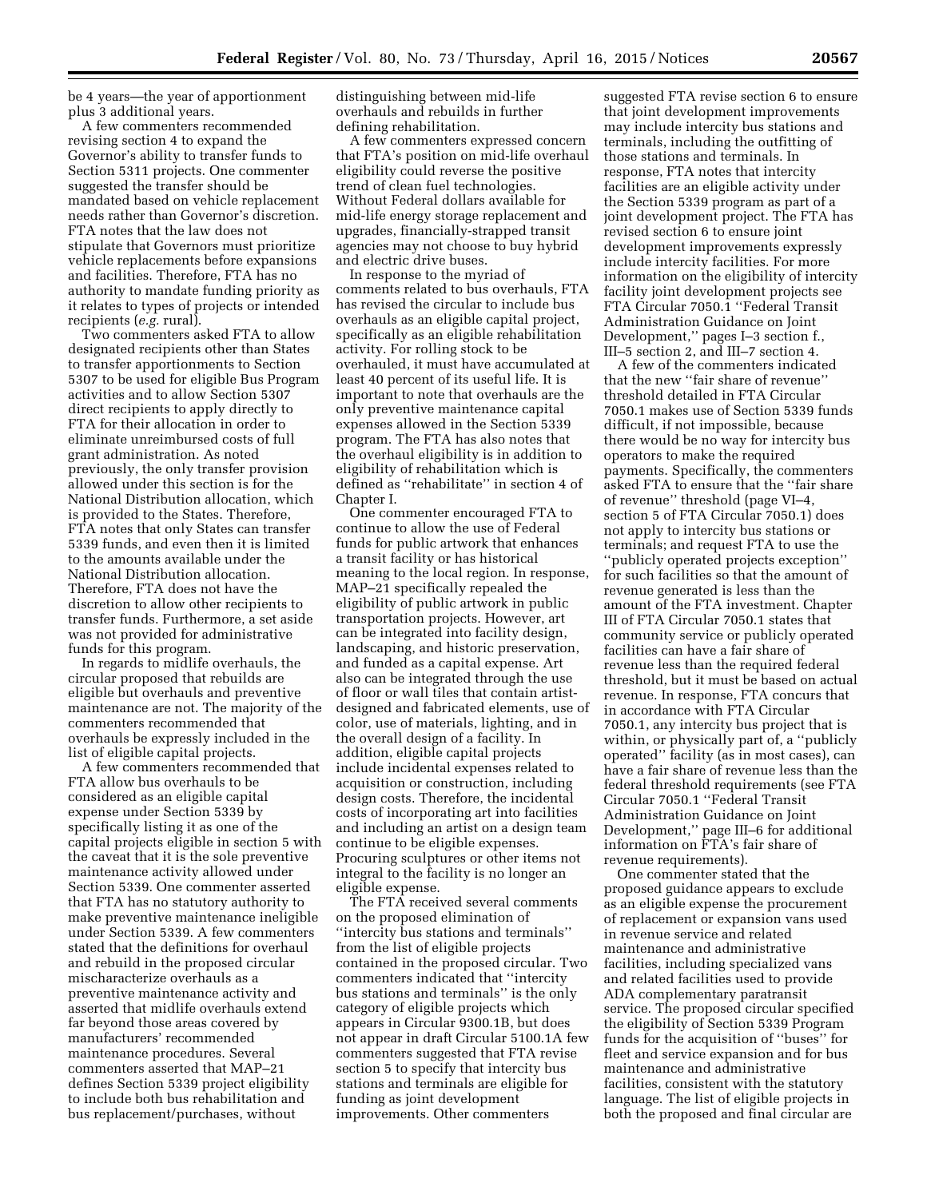be 4 years—the year of apportionment plus 3 additional years.

A few commenters recommended revising section 4 to expand the Governor's ability to transfer funds to Section 5311 projects. One commenter suggested the transfer should be mandated based on vehicle replacement needs rather than Governor's discretion. FTA notes that the law does not stipulate that Governors must prioritize vehicle replacements before expansions and facilities. Therefore, FTA has no authority to mandate funding priority as it relates to types of projects or intended recipients (*e.g.* rural).

Two commenters asked FTA to allow designated recipients other than States to transfer apportionments to Section 5307 to be used for eligible Bus Program activities and to allow Section 5307 direct recipients to apply directly to FTA for their allocation in order to eliminate unreimbursed costs of full grant administration. As noted previously, the only transfer provision allowed under this section is for the National Distribution allocation, which is provided to the States. Therefore, FTA notes that only States can transfer 5339 funds, and even then it is limited to the amounts available under the National Distribution allocation. Therefore, FTA does not have the discretion to allow other recipients to transfer funds. Furthermore, a set aside was not provided for administrative funds for this program.

In regards to midlife overhauls, the circular proposed that rebuilds are eligible but overhauls and preventive maintenance are not. The majority of the commenters recommended that overhauls be expressly included in the list of eligible capital projects.

A few commenters recommended that FTA allow bus overhauls to be considered as an eligible capital expense under Section 5339 by specifically listing it as one of the capital projects eligible in section 5 with the caveat that it is the sole preventive maintenance activity allowed under Section 5339. One commenter asserted that FTA has no statutory authority to make preventive maintenance ineligible under Section 5339. A few commenters stated that the definitions for overhaul and rebuild in the proposed circular mischaracterize overhauls as a preventive maintenance activity and asserted that midlife overhauls extend far beyond those areas covered by manufacturers' recommended maintenance procedures. Several commenters asserted that MAP–21 defines Section 5339 project eligibility to include both bus rehabilitation and bus replacement/purchases, without distinguishing between mid-life overhauls and rebuilds in further defining rehabilitation.

A few commenters expressed concern that FTA's position on mid-life overhaul eligibility could reverse the positive trend of clean fuel technologies. Without Federal dollars available for mid-life energy storage replacement and upgrades, financially-strapped transit agencies may not choose to buy hybrid and electric drive buses.

In response to the myriad of comments related to bus overhauls, FTA has revised the circular to include bus overhauls as an eligible capital project, specifically as an eligible rehabilitation activity. For rolling stock to be overhauled, it must have accumulated at least 40 percent of its useful life. It is important to note that overhauls are the only preventive maintenance capital expenses allowed in the Section 5339 program. The FTA has also notes that the overhaul eligibility is in addition to eligibility of rehabilitation which is defined as ''rehabilitate'' in section 4 of Chapter I.

One commenter encouraged FTA to continue to allow the use of Federal funds for public artwork that enhances a transit facility or has historical meaning to the local region. In response, MAP–21 specifically repealed the eligibility of public artwork in public transportation projects. However, art can be integrated into facility design, landscaping, and historic preservation, and funded as a capital expense. Art also can be integrated through the use of floor or wall tiles that contain artist-designed and fabricated elements, use of color, use of materials, lighting, and in the overall design of a facility. In addition, eligible capital projects include incidental expenses related to acquisition or construction, including design costs. Therefore, the incidental costs of incorporating art into facilities and including an artist on a design team continue to be eligible expenses. Procuring sculptures or other items not integral to the facility is no longer an eligible expense.

The FTA received several comments on the proposed elimination of ''intercity bus stations and terminals'' from the list of eligible projects contained in the proposed circular. Two commenters indicated that ''intercity bus stations and terminals'' is the only category of eligible projects which appears in Circular 9300.1B, but does not appear in draft Circular 5100.1A few commenters suggested that FTA revise section 5 to specify that intercity bus stations and terminals are eligible for funding as joint development improvements. Other commenters suggested FTA revise section 6 to ensure that joint development improvements may include intercity bus stations and terminals, including the outfitting of those stations and terminals. In response, FTA notes that intercity facilities are an eligible activity under the Section 5339 program as part of a joint development project. The FTA has revised section 6 to ensure joint development improvements expressly include intercity facilities. For more information on the eligibility of intercity facility joint development projects see FTA Circular 7050.1 ''Federal Transit Administration Guidance on Joint Development,'' pages I–3 section f., III–5 section 2, and III–7 section 4.

A few of the commenters indicated that the new ''fair share of revenue'' threshold detailed in FTA Circular 7050.1 makes use of Section 5339 funds difficult, if not impossible, because there would be no way for intercity bus operators to make the required payments. Specifically, the commenters asked FTA to ensure that the ''fair share of revenue'' threshold (page VI–4, section 5 of FTA Circular 7050.1) does not apply to intercity bus stations or terminals; and request FTA to use the ''publicly operated projects exception'' for such facilities so that the amount of revenue generated is less than the amount of the FTA investment. Chapter III of FTA Circular 7050.1 states that community service or publicly operated facilities can have a fair share of revenue less than the required federal threshold, but it must be based on actual revenue. In response, FTA concurs that in accordance with FTA Circular 7050.1, any intercity bus project that is within, or physically part of, a ''publicly operated'' facility (as in most cases), can have a fair share of revenue less than the federal threshold requirements (see FTA Circular 7050.1 ''Federal Transit Administration Guidance on Joint Development,'' page III–6 for additional information on FTA's fair share of revenue requirements).

One commenter stated that the proposed guidance appears to exclude as an eligible expense the procurement of replacement or expansion vans used in revenue service and related maintenance and administrative facilities, including specialized vans and related facilities used to provide ADA complementary paratransit service. The proposed circular specified the eligibility of Section 5339 Program funds for the acquisition of ''buses'' for fleet and service expansion and for bus maintenance and administrative facilities, consistent with the statutory language. The list of eligible projects in both the proposed and final circular are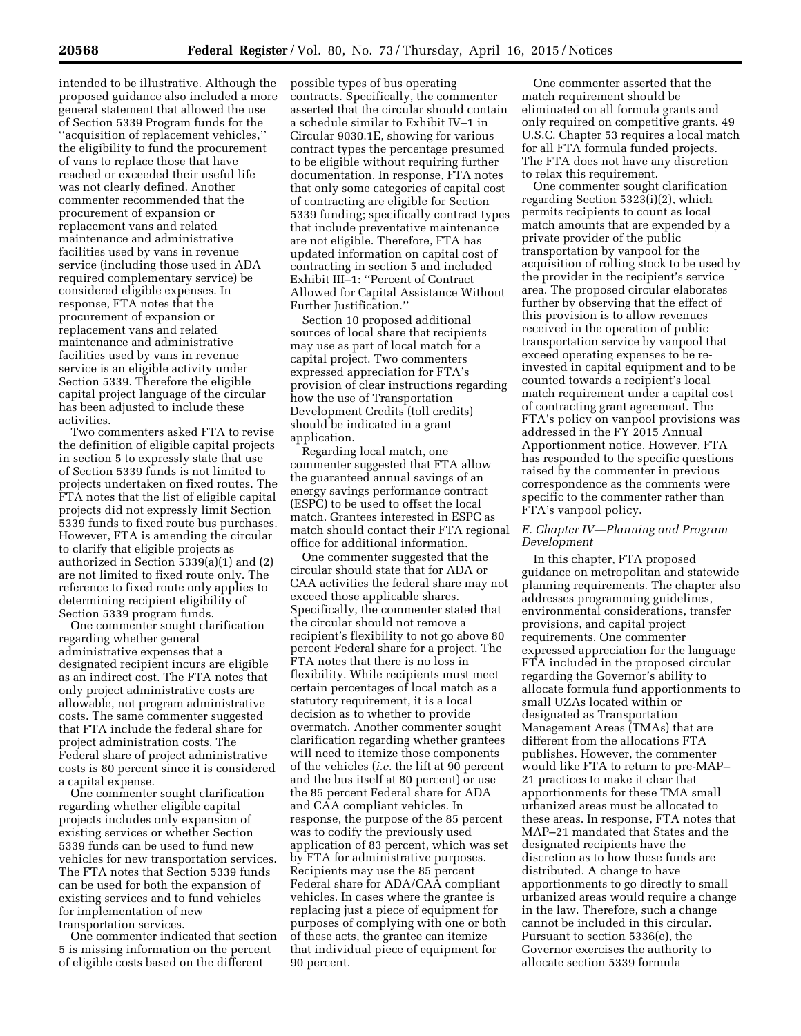intended to be illustrative. Although the proposed guidance also included a more general statement that allowed the use of Section 5339 Program funds for the ''acquisition of replacement vehicles,'' the eligibility to fund the procurement of vans to replace those that have reached or exceeded their useful life was not clearly defined. Another commenter recommended that the procurement of expansion or replacement vans and related maintenance and administrative facilities used by vans in revenue service (including those used in ADA required complementary service) be considered eligible expenses. In response, FTA notes that the procurement of expansion or replacement vans and related maintenance and administrative facilities used by vans in revenue service is an eligible activity under Section 5339. Therefore the eligible capital project language of the circular has been adjusted to include these activities.

Two commenters asked FTA to revise the definition of eligible capital projects in section 5 to expressly state that use of Section 5339 funds is not limited to projects undertaken on fixed routes. The FTA notes that the list of eligible capital projects did not expressly limit Section 5339 funds to fixed route bus purchases. However, FTA is amending the circular to clarify that eligible projects as authorized in Section 5339(a)(1) and (2) are not limited to fixed route only. The reference to fixed route only applies to determining recipient eligibility of Section 5339 program funds.

One commenter sought clarification regarding whether general administrative expenses that a designated recipient incurs are eligible as an indirect cost. The FTA notes that only project administrative costs are allowable, not program administrative costs. The same commenter suggested that FTA include the federal share for project administration costs. The Federal share of project administrative costs is 80 percent since it is considered a capital expense.

One commenter sought clarification regarding whether eligible capital projects includes only expansion of existing services or whether Section 5339 funds can be used to fund new vehicles for new transportation services. The FTA notes that Section 5339 funds can be used for both the expansion of existing services and to fund vehicles for implementation of new transportation services.

One commenter indicated that section 5 is missing information on the percent of eligible costs based on the different possible types of bus operating contracts. Specifically, the commenter asserted that the circular should contain a schedule similar to Exhibit IV–1 in Circular 9030.1E, showing for various contract types the percentage presumed to be eligible without requiring further documentation. In response, FTA notes that only some categories of capital cost of contracting are eligible for Section 5339 funding; specifically contract types that include preventative maintenance are not eligible. Therefore, FTA has updated information on capital cost of contracting in section 5 and included Exhibit III–1: ''Percent of Contract Allowed for Capital Assistance Without Further Justification.''

Section 10 proposed additional sources of local share that recipients may use as part of local match for a capital project. Two commenters expressed appreciation for FTA's provision of clear instructions regarding how the use of Transportation Development Credits (toll credits) should be indicated in a grant application.

Regarding local match, one commenter suggested that FTA allow the guaranteed annual savings of an energy savings performance contract (ESPC) to be used to offset the local match. Grantees interested in ESPC as match should contact their FTA regional office for additional information.

One commenter suggested that the circular should state that for ADA or CAA activities the federal share may not exceed those applicable shares. Specifically, the commenter stated that the circular should not remove a recipient's flexibility to not go above 80 percent Federal share for a project. The FTA notes that there is no loss in flexibility. While recipients must meet certain percentages of local match as a statutory requirement, it is a local decision as to whether to provide overmatch. Another commenter sought clarification regarding whether grantees will need to itemize those components of the vehicles (*i.e.* the lift at 90 percent and the bus itself at 80 percent) or use the 85 percent Federal share for ADA and CAA compliant vehicles. In response, the purpose of the 85 percent was to codify the previously used application of 83 percent, which was set by FTA for administrative purposes. Recipients may use the 85 percent Federal share for ADA/CAA compliant vehicles. In cases where the grantee is replacing just a piece of equipment for purposes of complying with one or both of these acts, the grantee can itemize that individual piece of equipment for 90 percent.

One commenter asserted that the match requirement should be eliminated on all formula grants and only required on competitive grants. 49 U.S.C. Chapter 53 requires a local match for all FTA formula funded projects. The FTA does not have any discretion to relax this requirement.

One commenter sought clarification regarding Section 5323(i)(2), which permits recipients to count as local match amounts that are expended by a private provider of the public transportation by vanpool for the acquisition of rolling stock to be used by the provider in the recipient's service area. The proposed circular elaborates further by observing that the effect of this provision is to allow revenues received in the operation of public transportation service by vanpool that exceed operating expenses to be re-invested in capital equipment and to be counted towards a recipient's local match requirement under a capital cost of contracting grant agreement. The FTA's policy on vanpool provisions was addressed in the FY 2015 Annual Apportionment notice. However, FTA has responded to the specific questions raised by the commenter in previous correspondence as the comments were specific to the commenter rather than FTA's vanpool policy.

*E. Chapter IV—Planning and Program Development*

In this chapter, FTA proposed guidance on metropolitan and statewide planning requirements. The chapter also addresses programming guidelines, environmental considerations, transfer provisions, and capital project requirements. One commenter expressed appreciation for the language FTA included in the proposed circular regarding the Governor's ability to allocate formula fund apportionments to small UZAs located within or designated as Transportation Management Areas (TMAs) that are different from the allocations FTA publishes. However, the commenter would like FTA to return to pre-MAP–21 practices to make it clear that apportionments for these TMA small urbanized areas must be allocated to these areas. In response, FTA notes that MAP–21 mandated that States and the designated recipients have the discretion as to how these funds are distributed. A change to have apportionments to go directly to small urbanized areas would require a change in the law. Therefore, such a change cannot be included in this circular. Pursuant to section 5336(e), the Governor exercises the authority to allocate section 5339 formula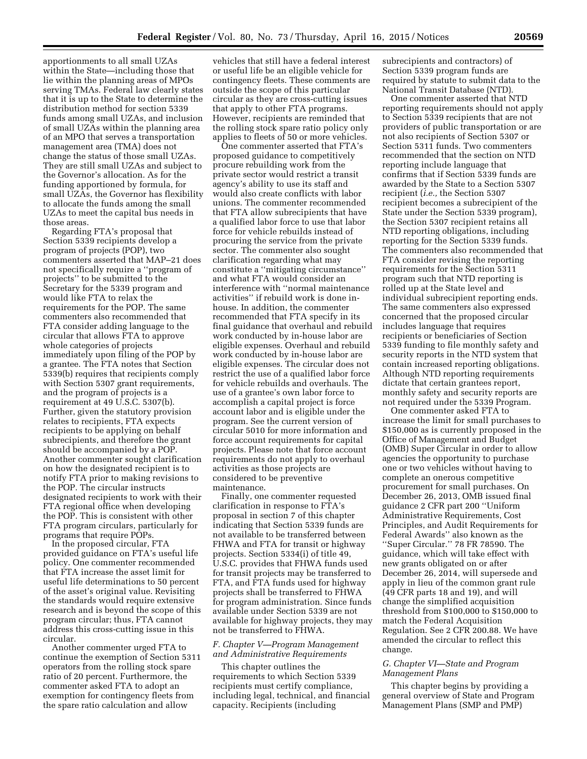apportionments to all small UZAs within the State—including those that lie within the planning areas of MPOs serving TMAs. Federal law clearly states that it is up to the State to determine the distribution method for section 5339 funds among small UZAs, and inclusion of small UZAs within the planning area of an MPO that serves a transportation management area (TMA) does not change the status of those small UZAs. They are still small UZAs and subject to the Governor's allocation. As for the funding apportioned by formula, for small UZAs, the Governor has flexibility to allocate the funds among the small UZAs to meet the capital bus needs in those areas.

Regarding FTA's proposal that Section 5339 recipients develop a program of projects (POP), two commenters asserted that MAP–21 does not specifically require a ''program of projects'' to be submitted to the Secretary for the 5339 program and would like FTA to relax the requirements for the POP. The same commenters also recommended that FTA consider adding language to the circular that allows FTA to approve whole categories of projects immediately upon filing of the POP by a grantee. The FTA notes that Section 5339(b) requires that recipients comply with Section 5307 grant requirements, and the program of projects is a requirement at 49 U.S.C. 5307(b). Further, given the statutory provision relates to recipients, FTA expects recipients to be applying on behalf subrecipients, and therefore the grant should be accompanied by a POP. Another commenter sought clarification on how the designated recipient is to notify FTA prior to making revisions to the POP. The circular instructs designated recipients to work with their FTA regional office when developing the POP. This is consistent with other FTA program circulars, particularly for programs that require POPs.

In the proposed circular, FTA provided guidance on FTA's useful life policy. One commenter recommended that FTA increase the asset limit for useful life determinations to 50 percent of the asset's original value. Revisiting the standards would require extensive research and is beyond the scope of this program circular; thus, FTA cannot address this cross-cutting issue in this circular.

Another commenter urged FTA to continue the exemption of Section 5311 operators from the rolling stock spare ratio of 20 percent. Furthermore, the commenter asked FTA to adopt an exemption for contingency fleets from the spare ratio calculation and allow vehicles that still have a federal interest or useful life be an eligible vehicle for contingency fleets. These comments are outside the scope of this particular circular as they are cross-cutting issues that apply to other FTA programs. However, recipients are reminded that the rolling stock spare ratio policy only applies to fleets of 50 or more vehicles.

One commenter asserted that FTA's proposed guidance to competitively procure rebuilding work from the private sector would restrict a transit agency's ability to use its staff and would also create conflicts with labor unions. The commenter recommended that FTA allow subrecipients that have a qualified labor force to use that labor force for vehicle rebuilds instead of procuring the service from the private sector. The commenter also sought clarification regarding what may constitute a ''mitigating circumstance'' and what FTA would consider an interference with ''normal maintenance activities'' if rebuild work is done in-house. In addition, the commenter recommended that FTA specify in its final guidance that overhaul and rebuild work conducted by in-house labor are eligible expenses. Overhaul and rebuild work conducted by in-house labor are eligible expenses. The circular does not restrict the use of a qualified labor force for vehicle rebuilds and overhauls. The use of a grantee's own labor force to accomplish a capital project is force account labor and is eligible under the program. See the current version of circular 5010 for more information and force account requirements for capital projects. Please note that force account requirements do not apply to overhaul activities as those projects are considered to be preventive maintenance.

Finally, one commenter requested clarification in response to FTA's proposal in section 7 of this chapter indicating that Section 5339 funds are not available to be transferred between FHWA and FTA for transit or highway projects. Section 5334(i) of title 49, U.S.C. provides that FHWA funds used for transit projects may be transferred to FTA, and FTA funds used for highway projects shall be transferred to FHWA for program administration. Since funds available under Section 5339 are not available for highway projects, they may not be transferred to FHWA.

### *F. Chapter V—Program Management and Administrative Requirements*

This chapter outlines the requirements to which Section 5339 recipients must certify compliance, including legal, technical, and financial capacity. Recipients (including subrecipients and contractors) of Section 5339 program funds are required by statute to submit data to the National Transit Database (NTD).

One commenter asserted that NTD reporting requirements should not apply to Section 5339 recipients that are not providers of public transportation or are not also recipients of Section 5307 or Section 5311 funds. Two commenters recommended that the section on NTD reporting include language that confirms that if Section 5339 funds are awarded by the State to a Section 5307 recipient (*i.e.,* the Section 5307 recipient becomes a subrecipient of the State under the Section 5339 program), the Section 5307 recipient retains all NTD reporting obligations, including reporting for the Section 5339 funds. The commenters also recommended that FTA consider revising the reporting requirements for the Section 5311 program such that NTD reporting is rolled up at the State level and individual subrecipient reporting ends. The same commenters also expressed concerned that the proposed circular includes language that requires recipients or beneficiaries of Section 5339 funding to file monthly safety and security reports in the NTD system that contain increased reporting obligations. Although NTD reporting requirements dictate that certain grantees report, monthly safety and security reports are not required under the 5339 Program.

One commenter asked FTA to increase the limit for small purchases to $150,000 as is currently proposed in the Office of Management and Budget (OMB) Super Circular in order to allow agencies the opportunity to purchase one or two vehicles without having to complete an onerous competitive procurement for small purchases. On December 26, 2013, OMB issued final guidance 2 CFR part 200 ''Uniform Administrative Requirements, Cost Principles, and Audit Requirements for Federal Awards'' also known as the ''Super Circular.'' 78 FR 78590. The guidance, which will take effect with new grants obligated on or after December 26, 2014, will supersede and apply in lieu of the common grant rule (49 CFR parts 18 and 19), and will change the simplified acquisition threshold from $100,000 to $150,000 to match the Federal Acquisition Regulation. See 2 CFR 200.88. We have amended the circular to reflect this change.

### *G. Chapter VI—State and Program Management Plans*

This chapter begins by providing a general overview of State and Program Management Plans (SMP and PMP)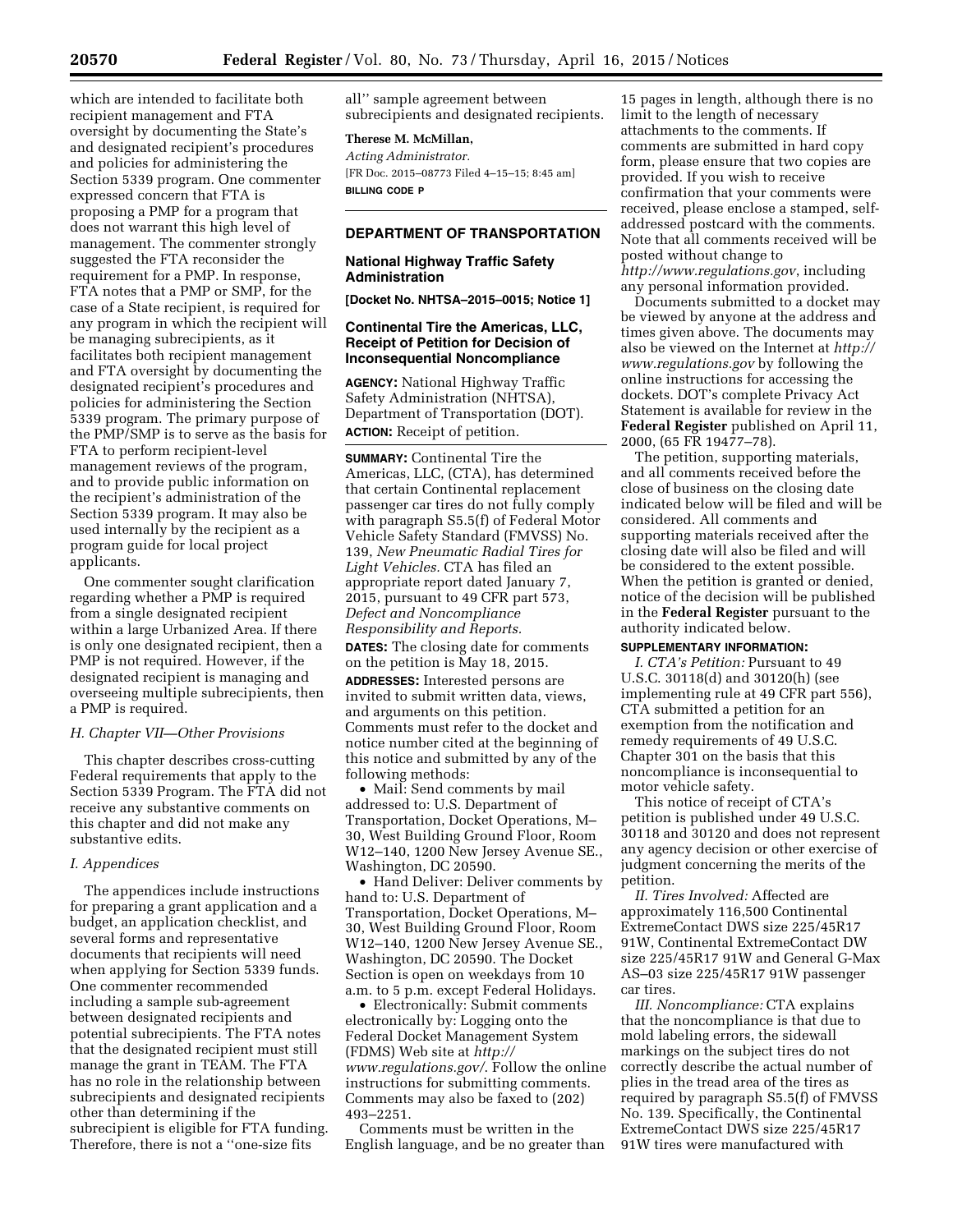which are intended to facilitate both recipient management and FTA oversight by documenting the State's and designated recipient's procedures and policies for administering the Section 5339 program. One commenter expressed concern that FTA is proposing a PMP for a program that does not warrant this high level of management. The commenter strongly suggested the FTA reconsider the requirement for a PMP. In response, FTA notes that a PMP or SMP, for the case of a State recipient, is required for any program in which the recipient will be managing subrecipients, as it facilitates both recipient management and FTA oversight by documenting the designated recipient's procedures and policies for administering the Section 5339 program. The primary purpose of the PMP/SMP is to serve as the basis for FTA to perform recipient-level management reviews of the program, and to provide public information on the recipient's administration of the Section 5339 program. It may also be used internally by the recipient as a program guide for local project applicants.

One commenter sought clarification regarding whether a PMP is required from a single designated recipient within a large Urbanized Area. If there is only one designated recipient, then a PMP is not required. However, if the designated recipient is managing and overseeing multiple subrecipients, then a PMP is required.

### *H. Chapter VII—Other Provisions*

This chapter describes cross-cutting Federal requirements that apply to the Section 5339 Program. The FTA did not receive any substantive comments on this chapter and did not make any substantive edits.

### *I. Appendices*

The appendices include instructions for preparing a grant application and a budget, an application checklist, and several forms and representative documents that recipients will need when applying for Section 5339 funds. One commenter recommended including a sample sub-agreement between designated recipients and potential subrecipients. The FTA notes that the designated recipient must still manage the grant in TEAM. The FTA has no role in the relationship between subrecipients and designated recipients other than determining if the subrecipient is eligible for FTA funding. Therefore, there is not a ''one-size fits all'' sample agreement between subrecipients and designated recipients.

**Therese M. McMillan,**

*Acting Administrator.*

[FR Doc. 2015–08773 Filed 4–15–15; 8:45 am]

**BILLING CODE P**

## DEPARTMENT OF TRANSPORTATION

### National Highway Traffic Safety Administration

**[Docket No. NHTSA–2015–0015; Notice 1]**

### Continental Tire the Americas, LLC, Receipt of Petition for Decision of Inconsequential Noncompliance

**AGENCY:** National Highway Traffic Safety Administration (NHTSA), Department of Transportation (DOT).

**ACTION:** Receipt of petition.

**SUMMARY:** Continental Tire the Americas, LLC, (CTA), has determined that certain Continental replacement passenger car tires do not fully comply with paragraph S5.5(f) of Federal Motor Vehicle Safety Standard (FMVSS) No. 139, *New Pneumatic Radial Tires for Light Vehicles.* CTA has filed an appropriate report dated January 7, 2015, pursuant to 49 CFR part 573, *Defect and Noncompliance Responsibility and Reports.*

**DATES:** The closing date for comments on the petition is May 18, 2015.

**ADDRESSES:** Interested persons are invited to submit written data, views, and arguments on this petition. Comments must refer to the docket and notice number cited at the beginning of this notice and submitted by any of the following methods:

- Mail: Send comments by mail addressed to: U.S. Department of Transportation, Docket Operations, M–30, West Building Ground Floor, Room W12–140, 1200 New Jersey Avenue SE., Washington, DC 20590.
- Hand Deliver: Deliver comments by hand to: U.S. Department of Transportation, Docket Operations, M–30, West Building Ground Floor, Room W12–140, 1200 New Jersey Avenue SE., Washington, DC 20590. The Docket Section is open on weekdays from 10 a.m. to 5 p.m. except Federal Holidays.
- Electronically: Submit comments electronically by: Logging onto the Federal Docket Management System (FDMS) Web site at *http://www.regulations.gov/.* Follow the online instructions for submitting comments. Comments may also be faxed to (202) 493–2251.

Comments must be written in the English language, and be no greater than 15 pages in length, although there is no limit to the length of necessary attachments to the comments. If comments are submitted in hard copy form, please ensure that two copies are provided. If you wish to receive confirmation that your comments were received, please enclose a stamped, self-addressed postcard with the comments. Note that all comments received will be posted without change to *http://www.regulations.gov*, including any personal information provided.

Documents submitted to a docket may be viewed by anyone at the address and times given above. The documents may also be viewed on the Internet at *http://www.regulations.gov* by following the online instructions for accessing the dockets. DOT's complete Privacy Act Statement is available for review in the **Federal Register** published on April 11, 2000, (65 FR 19477–78).

The petition, supporting materials, and all comments received before the close of business on the closing date indicated below will be filed and will be considered. All comments and supporting materials received after the closing date will also be filed and will be considered to the extent possible. When the petition is granted or denied, notice of the decision will be published in the **Federal Register** pursuant to the authority indicated below.

**SUPPLEMENTARY INFORMATION:**

*I. CTA's Petition:* Pursuant to 49 U.S.C. 30118(d) and 30120(h) (see implementing rule at 49 CFR part 556), CTA submitted a petition for an exemption from the notification and remedy requirements of 49 U.S.C. Chapter 301 on the basis that this noncompliance is inconsequential to motor vehicle safety.

This notice of receipt of CTA's petition is published under 49 U.S.C. 30118 and 30120 and does not represent any agency decision or other exercise of judgment concerning the merits of the petition.

*II. Tires Involved:* Affected are approximately 116,500 Continental ExtremeContact DWS size 225/45R17 91W, Continental ExtremeContact DW size 225/45R17 91W and General G-Max AS–03 size 225/45R17 91W passenger car tires.

*III. Noncompliance:* CTA explains that the noncompliance is that due to mold labeling errors, the sidewall markings on the subject tires do not correctly describe the actual number of plies in the tread area of the tires as required by paragraph S5.5(f) of FMVSS No. 139. Specifically, the Continental ExtremeContact DWS size 225/45R17 91W tires were manufactured with